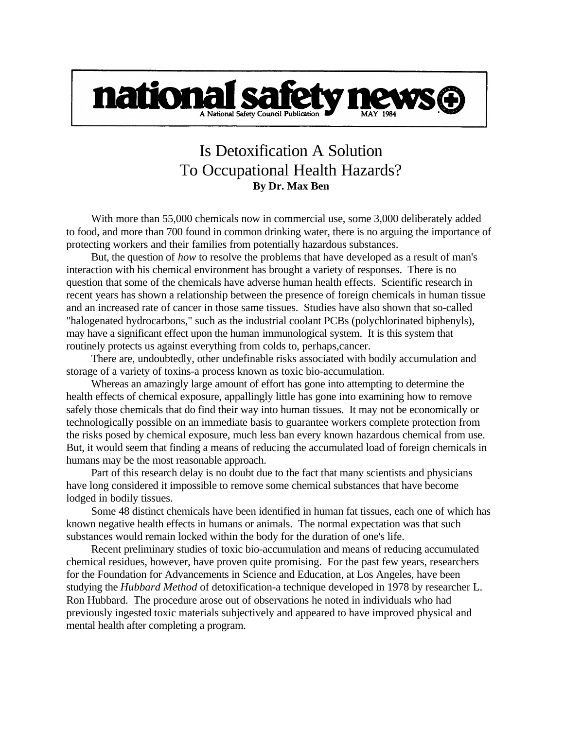**national safety news** — A National Safety Council Publication — MAY 1984

# Is Detoxification A Solution To Occupational Health Hazards?

**By Dr. Max Ben**

With more than 55,000 chemicals now in commercial use, some 3,000 deliberately added to food, and more than 700 found in common drinking water, there is no arguing the importance of protecting workers and their families from potentially hazardous substances.

But, the question of *how* to resolve the problems that have developed as a result of man's interaction with his chemical environment has brought a variety of responses. There is no question that some of the chemicals have adverse human health effects. Scientific research in recent years has shown a relationship between the presence of foreign chemicals in human tissue and an increased rate of cancer in those same tissues. Studies have also shown that so-called "halogenated hydrocarbons," such as the industrial coolant PCBs (polychlorinated biphenyls), may have a significant effect upon the human immunological system. It is this system that routinely protects us against everything from colds to, perhaps,cancer.

There are, undoubtedly, other undefinable risks associated with bodily accumulation and storage of a variety of toxins-a process known as toxic bio-accumulation.

Whereas an amazingly large amount of effort has gone into attempting to determine the health effects of chemical exposure, appallingly little has gone into examining how to remove safely those chemicals that do find their way into human tissues. It may not be economically or technologically possible on an immediate basis to guarantee workers complete protection from the risks posed by chemical exposure, much less ban every known hazardous chemical from use. But, it would seem that finding a means of reducing the accumulated load of foreign chemicals in humans may be the most reasonable approach.

Part of this research delay is no doubt due to the fact that many scientists and physicians have long considered it impossible to remove some chemical substances that have become lodged in bodily tissues.

Some 48 distinct chemicals have been identified in human fat tissues, each one of which has known negative health effects in humans or animals. The normal expectation was that such substances would remain locked within the body for the duration of one's life.

Recent preliminary studies of toxic bio-accumulation and means of reducing accumulated chemical residues, however, have proven quite promising. For the past few years, researchers for the Foundation for Advancements in Science and Education, at Los Angeles, have been studying the *Hubbard Method* of detoxification-a technique developed in 1978 by researcher L. Ron Hubbard. The procedure arose out of observations he noted in individuals who had previously ingested toxic materials subjectively and appeared to have improved physical and mental health after completing a program.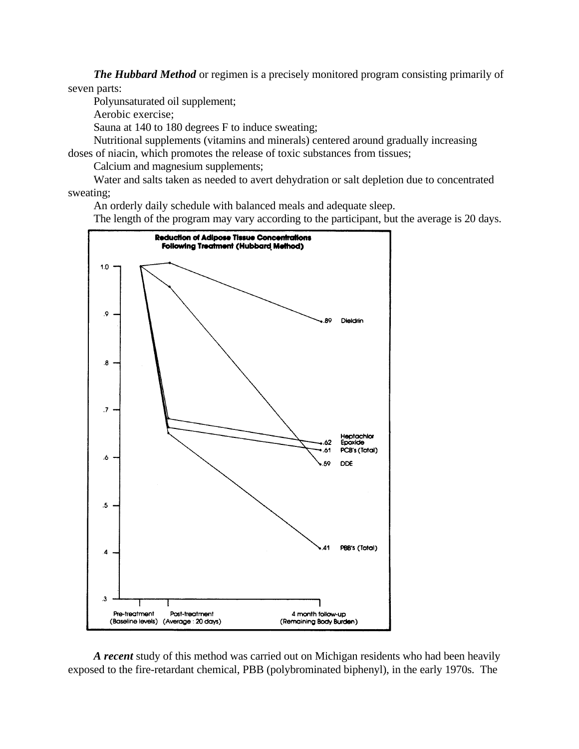***The Hubbard Method*** or regimen is a precisely monitored program consisting primarily of seven parts:

Polyunsaturated oil supplement;

Aerobic exercise;

Sauna at 140 to 180 degrees F to induce sweating;

Nutritional supplements (vitamins and minerals) centered around gradually increasing doses of niacin, which promotes the release of toxic substances from tissues;

Calcium and magnesium supplements;

Water and salts taken as needed to avert dehydration or salt depletion due to concentrated sweating;

An orderly daily schedule with balanced meals and adequate sleep.

The length of the program may vary according to the participant, but the average is 20 days.

**Reduction of Adipose Tissue Concentrations Following Treatment (Hubbard Method)**

Pre-treatment (Baseline levels) — Post-treatment (Average : 20 days) — 4 month follow-up (Remaining Body Burden)

.89 Dieldrin

.62 Heptachlor Epoxide

.61 PCB's (Total)

.59 DDE

.41 PBB's (Total)

***A recent*** study of this method was carried out on Michigan residents who had been heavily exposed to the fire-retardant chemical, PBB (polybrominated biphenyl), in the early 1970s. The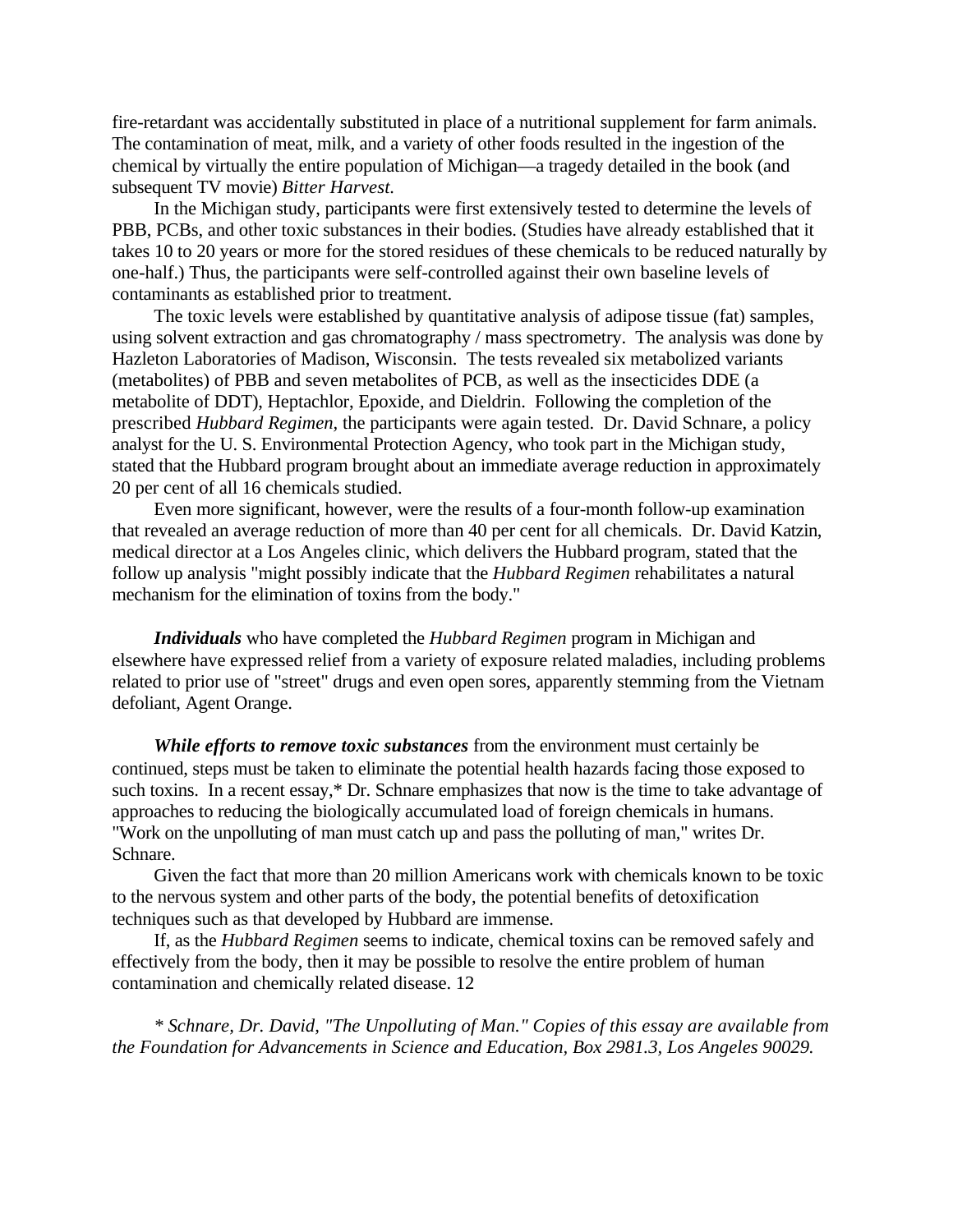fire-retardant was accidentally substituted in place of a nutritional supplement for farm animals. The contamination of meat, milk, and a variety of other foods resulted in the ingestion of the chemical by virtually the entire population of Michigan—a tragedy detailed in the book (and subsequent TV movie) *Bitter Harvest.*

In the Michigan study, participants were first extensively tested to determine the levels of PBB, PCBs, and other toxic substances in their bodies. (Studies have already established that it takes 10 to 20 years or more for the stored residues of these chemicals to be reduced naturally by one-half.) Thus, the participants were self-controlled against their own baseline levels of contaminants as established prior to treatment.

The toxic levels were established by quantitative analysis of adipose tissue (fat) samples, using solvent extraction and gas chromatography / mass spectrometry. The analysis was done by Hazleton Laboratories of Madison, Wisconsin. The tests revealed six metabolized variants (metabolites) of PBB and seven metabolites of PCB, as well as the insecticides DDE (a metabolite of DDT), Heptachlor, Epoxide, and Dieldrin. Following the completion of the prescribed *Hubbard Regimen,* the participants were again tested. Dr. David Schnare, a policy analyst for the U. S. Environmental Protection Agency, who took part in the Michigan study, stated that the Hubbard program brought about an immediate average reduction in approximately 20 per cent of all 16 chemicals studied.

Even more significant, however, were the results of a four-month follow-up examination that revealed an average reduction of more than 40 per cent for all chemicals. Dr. David Katzin, medical director at a Los Angeles clinic, which delivers the Hubbard program, stated that the follow up analysis "might possibly indicate that the *Hubbard Regimen* rehabilitates a natural mechanism for the elimination of toxins from the body."

***Individuals*** who have completed the *Hubbard Regimen* program in Michigan and elsewhere have expressed relief from a variety of exposure related maladies, including problems related to prior use of "street" drugs and even open sores, apparently stemming from the Vietnam defoliant, Agent Orange.

***While efforts to remove toxic substances*** from the environment must certainly be continued, steps must be taken to eliminate the potential health hazards facing those exposed to such toxins. In a recent essay,* Dr. Schnare emphasizes that now is the time to take advantage of approaches to reducing the biologically accumulated load of foreign chemicals in humans. "Work on the unpolluting of man must catch up and pass the polluting of man," writes Dr. Schnare.

Given the fact that more than 20 million Americans work with chemicals known to be toxic to the nervous system and other parts of the body, the potential benefits of detoxification techniques such as that developed by Hubbard are immense.

If, as the *Hubbard Regimen* seems to indicate, chemical toxins can be removed safely and effectively from the body, then it may be possible to resolve the entire problem of human contamination and chemically related disease. 12

*\* Schnare, Dr. David, "The Unpolluting of Man." Copies of this essay are available from the Foundation for Advancements in Science and Education, Box 2981.3, Los Angeles 90029.*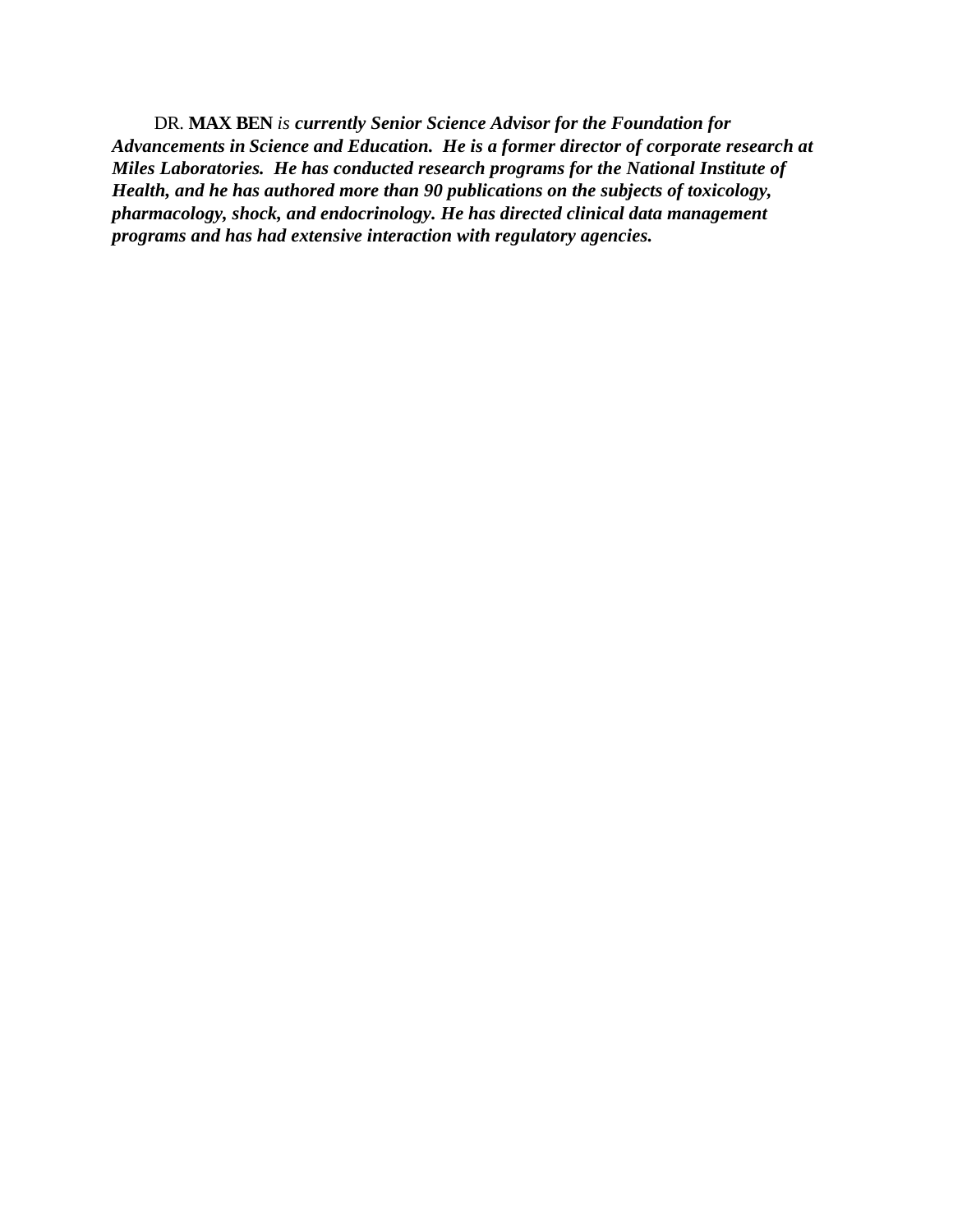DR. **MAX BEN** *is* ***currently Senior Science Advisor for the Foundation for Advancements in Science and Education. He is a former director of corporate research at Miles Laboratories. He has conducted research programs for the National Institute of Health, and he has authored more than 90 publications on the subjects of toxicology, pharmacology, shock, and endocrinology. He has directed clinical data management programs and has had extensive interaction with regulatory agencies.***